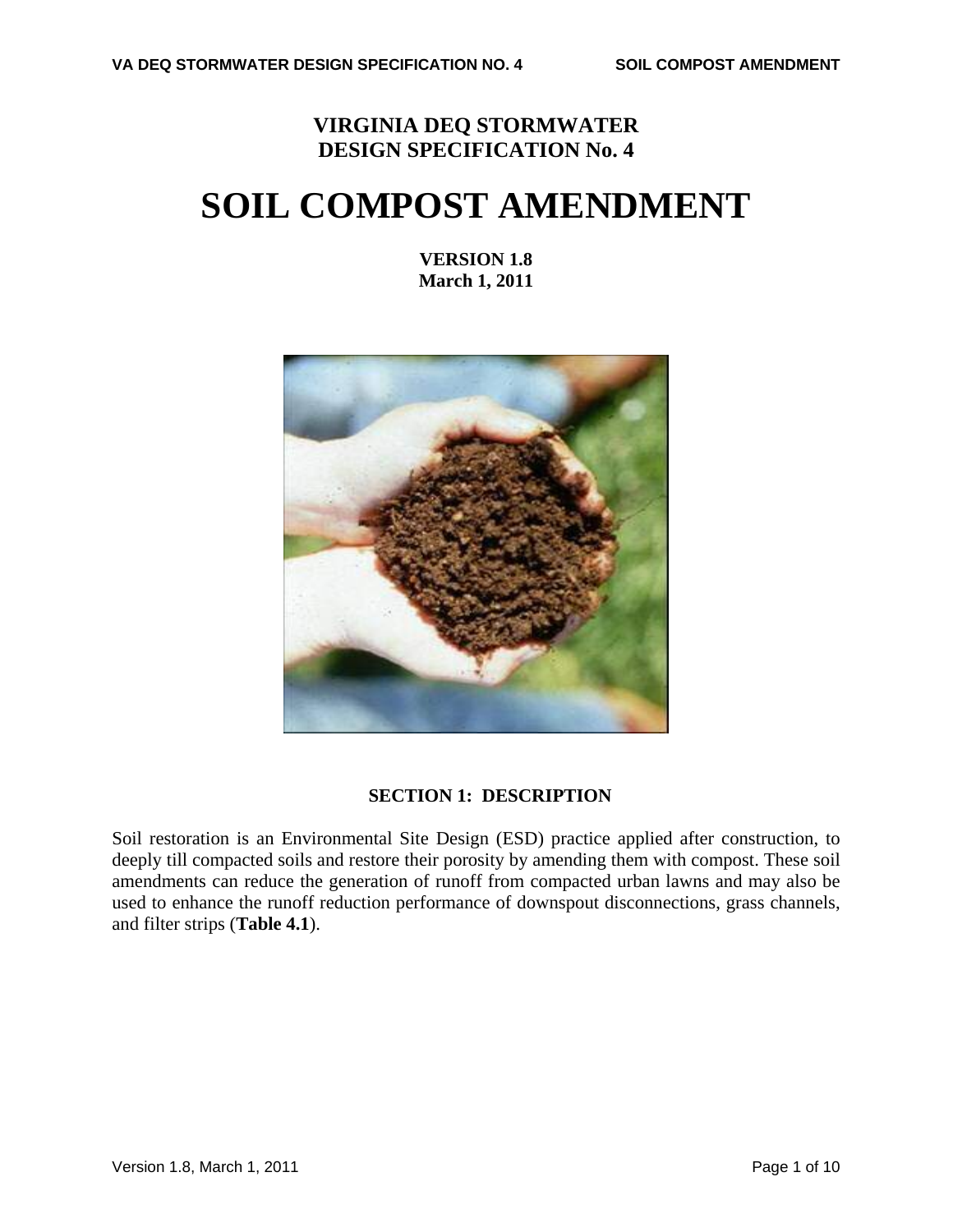# VIRGINIA DEQ STORMWATER DESIGN SPECIFICATION No. 4

# SOIL COMPOST AMENDMENT

**VERSION 1.8**
**March 1, 2011**

## SECTION 1: DESCRIPTION

Soil restoration is an Environmental Site Design (ESD) practice applied after construction, to deeply till compacted soils and restore their porosity by amending them with compost. These soil amendments can reduce the generation of runoff from compacted urban lawns and may also be used to enhance the runoff reduction performance of downspout disconnections, grass channels, and filter strips (**Table 4.1**).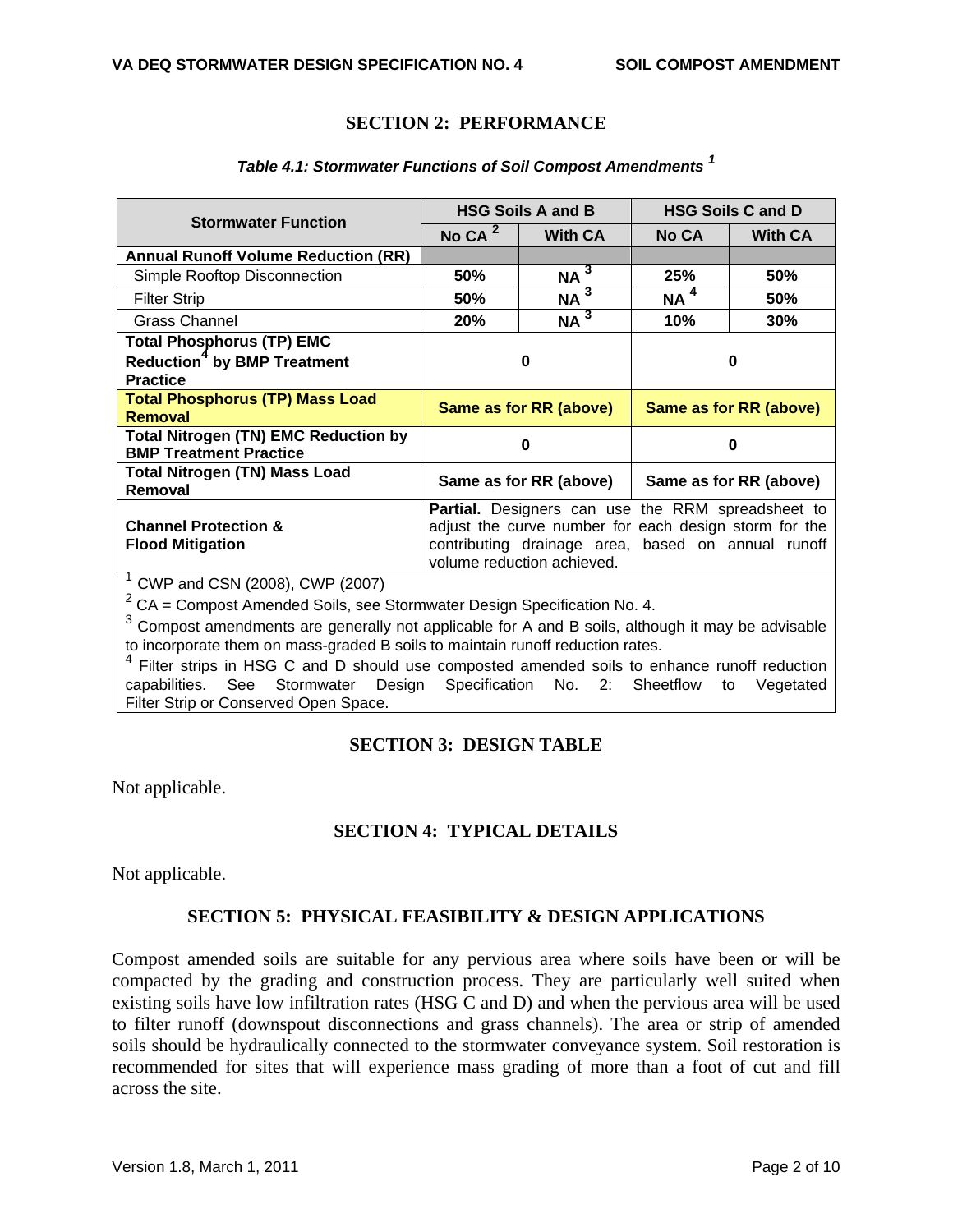## SECTION 2: PERFORMANCE

***Table 4.1: Stormwater Functions of Soil Compost Amendments*** [1]

| Stormwater Function | HSG Soils A and B | | HSG Soils C and D | |
|---|---|---|---|---|
| | No CA [2] | With CA | No CA | With CA |
| **Annual Runoff Volume Reduction (RR)** | | | | |
| Simple Rooftop Disconnection | **50%** | **NA** [3] | **25%** | **50%** |
| Filter Strip | **50%** | **NA** [3] | **NA** [4] | **50%** |
| Grass Channel | **20%** | **NA** [3] | **10%** | **30%** |
| **Total Phosphorus (TP) EMC Reduction[4] by BMP Treatment Practice** | **0** | | **0** | |
| **Total Phosphorus (TP) Mass Load Removal** | **Same as for RR (above)** | | **Same as for RR (above)** | |
| **Total Nitrogen (TN) EMC Reduction by BMP Treatment Practice** | **0** | | **0** | |
| **Total Nitrogen (TN) Mass Load Removal** | **Same as for RR (above)** | | **Same as for RR (above)** | |
| **Channel Protection & Flood Mitigation** | **Partial.** Designers can use the RRM spreadsheet to adjust the curve number for each design storm for the contributing drainage area, based on annual runoff volume reduction achieved. | | | |

[1] CWP and CSN (2008), CWP (2007)

[2] CA = Compost Amended Soils, see Stormwater Design Specification No. 4.

[3] Compost amendments are generally not applicable for A and B soils, although it may be advisable to incorporate them on mass-graded B soils to maintain runoff reduction rates.

[4] Filter strips in HSG C and D should use composted amended soils to enhance runoff reduction capabilities. See Stormwater Design Specification No. 2: Sheetflow to Vegetated Filter Strip or Conserved Open Space.

## SECTION 3: DESIGN TABLE

Not applicable.

## SECTION 4: TYPICAL DETAILS

Not applicable.

## SECTION 5: PHYSICAL FEASIBILITY & DESIGN APPLICATIONS

Compost amended soils are suitable for any pervious area where soils have been or will be compacted by the grading and construction process. They are particularly well suited when existing soils have low infiltration rates (HSG C and D) and when the pervious area will be used to filter runoff (downspout disconnections and grass channels). The area or strip of amended soils should be hydraulically connected to the stormwater conveyance system. Soil restoration is recommended for sites that will experience mass grading of more than a foot of cut and fill across the site.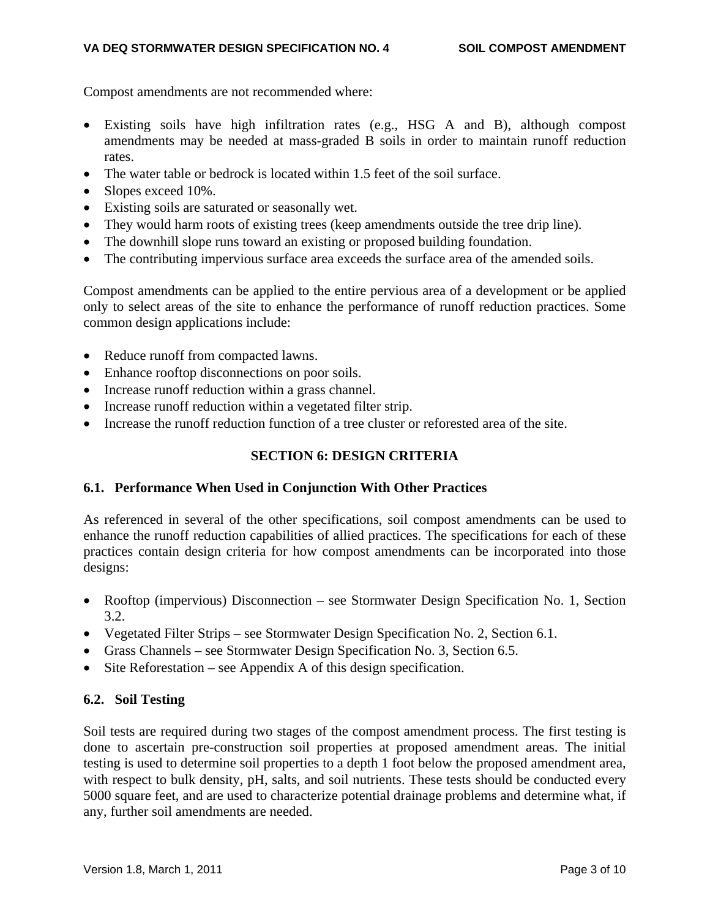Compost amendments are not recommended where:

- Existing soils have high infiltration rates (e.g., HSG A and B), although compost amendments may be needed at mass-graded B soils in order to maintain runoff reduction rates.
- The water table or bedrock is located within 1.5 feet of the soil surface.
- Slopes exceed 10%.
- Existing soils are saturated or seasonally wet.
- They would harm roots of existing trees (keep amendments outside the tree drip line).
- The downhill slope runs toward an existing or proposed building foundation.
- The contributing impervious surface area exceeds the surface area of the amended soils.

Compost amendments can be applied to the entire pervious area of a development or be applied only to select areas of the site to enhance the performance of runoff reduction practices. Some common design applications include:

- Reduce runoff from compacted lawns.
- Enhance rooftop disconnections on poor soils.
- Increase runoff reduction within a grass channel.
- Increase runoff reduction within a vegetated filter strip.
- Increase the runoff reduction function of a tree cluster or reforested area of the site.

## SECTION 6: DESIGN CRITERIA

### 6.1. Performance When Used in Conjunction With Other Practices

As referenced in several of the other specifications, soil compost amendments can be used to enhance the runoff reduction capabilities of allied practices. The specifications for each of these practices contain design criteria for how compost amendments can be incorporated into those designs:

- Rooftop (impervious) Disconnection – see Stormwater Design Specification No. 1, Section 3.2.
- Vegetated Filter Strips – see Stormwater Design Specification No. 2, Section 6.1.
- Grass Channels – see Stormwater Design Specification No. 3, Section 6.5.
- Site Reforestation – see Appendix A of this design specification.

### 6.2. Soil Testing

Soil tests are required during two stages of the compost amendment process. The first testing is done to ascertain pre-construction soil properties at proposed amendment areas. The initial testing is used to determine soil properties to a depth 1 foot below the proposed amendment area, with respect to bulk density, pH, salts, and soil nutrients. These tests should be conducted every 5000 square feet, and are used to characterize potential drainage problems and determine what, if any, further soil amendments are needed.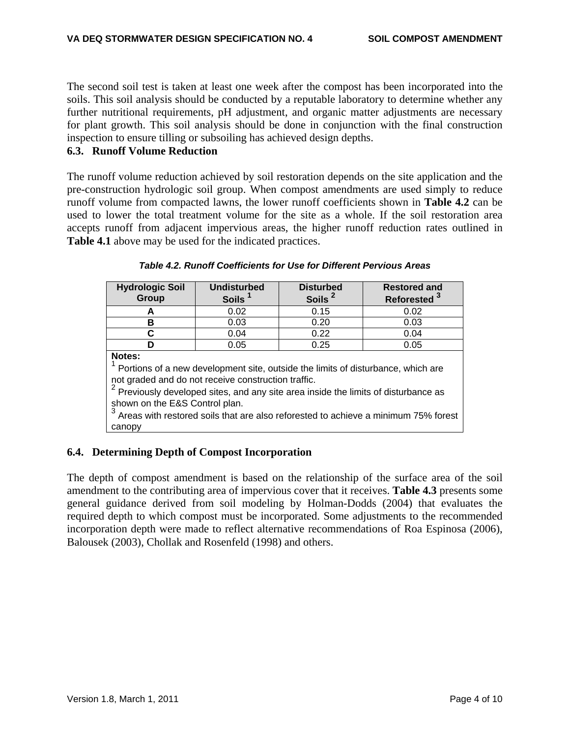The second soil test is taken at least one week after the compost has been incorporated into the soils. This soil analysis should be conducted by a reputable laboratory to determine whether any further nutritional requirements, pH adjustment, and organic matter adjustments are necessary for plant growth. This soil analysis should be done in conjunction with the final construction inspection to ensure tilling or subsoiling has achieved design depths.

### 6.3. Runoff Volume Reduction

The runoff volume reduction achieved by soil restoration depends on the site application and the pre-construction hydrologic soil group. When compost amendments are used simply to reduce runoff volume from compacted lawns, the lower runoff coefficients shown in **Table 4.2** can be used to lower the total treatment volume for the site as a whole. If the soil restoration area accepts runoff from adjacent impervious areas, the higher runoff reduction rates outlined in **Table 4.1** above may be used for the indicated practices.

***Table 4.2. Runoff Coefficients for Use for Different Pervious Areas***

| Hydrologic Soil Group | Undisturbed Soils [1] | Disturbed Soils [2] | Restored and Reforested [3] |
|---|---|---|---|
| **A** | 0.02 | 0.15 | 0.02 |
| **B** | 0.03 | 0.20 | 0.03 |
| **C** | 0.04 | 0.22 | 0.04 |
| **D** | 0.05 | 0.25 | 0.05 |

**Notes:**
[1] Portions of a new development site, outside the limits of disturbance, which are not graded and do not receive construction traffic.
[2] Previously developed sites, and any site area inside the limits of disturbance as shown on the E&S Control plan.
[3] Areas with restored soils that are also reforested to achieve a minimum 75% forest canopy

### 6.4. Determining Depth of Compost Incorporation

The depth of compost amendment is based on the relationship of the surface area of the soil amendment to the contributing area of impervious cover that it receives. **Table 4.3** presents some general guidance derived from soil modeling by Holman-Dodds (2004) that evaluates the required depth to which compost must be incorporated. Some adjustments to the recommended incorporation depth were made to reflect alternative recommendations of Roa Espinosa (2006), Balousek (2003), Chollak and Rosenfeld (1998) and others.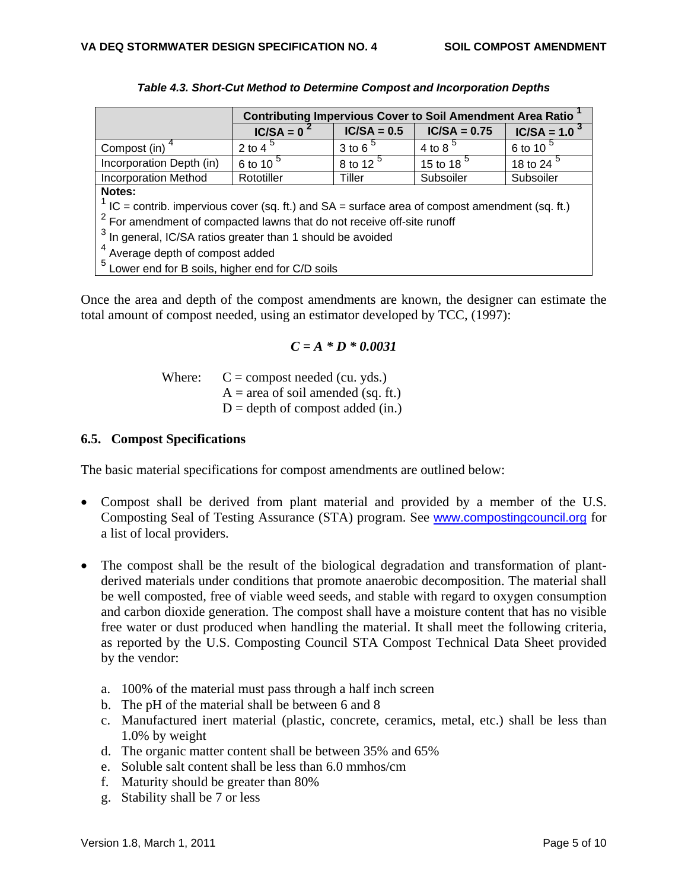*Table 4.3. Short-Cut Method to Determine Compost and Incorporation Depths*

| | Contributing Impervious Cover to Soil Amendment Area Ratio [1] | | | |
|---|---|---|---|---|
| | IC/SA = 0 [2] | IC/SA = 0.5 | IC/SA = 0.75 | IC/SA = 1.0 [3] |
| Compost (in) [4] | 2 to 4 [5] | 3 to 6 [5] | 4 to 8 [5] | 6 to 10 [5] |
| Incorporation Depth (in) | 6 to 10 [5] | 8 to 12 [5] | 15 to 18 [5] | 18 to 24 [5] |
| Incorporation Method | Rototiller | Tiller | Subsoiler | Subsoiler |

**Notes:**
[1] IC = contrib. impervious cover (sq. ft.) and SA = surface area of compost amendment (sq. ft.)
[2] For amendment of compacted lawns that do not receive off-site runoff
[3] In general, IC/SA ratios greater than 1 should be avoided
[4] Average depth of compost added
[5] Lower end for B soils, higher end for C/D soils

Once the area and depth of the compost amendments are known, the designer can estimate the total amount of compost needed, using an estimator developed by TCC, (1997):

$$C = A * D * 0.0031$$

Where: $C$ = compost needed (cu. yds.)
$A$ = area of soil amended (sq. ft.)
$D$ = depth of compost added (in.)

## 6.5. Compost Specifications

The basic material specifications for compost amendments are outlined below:

- Compost shall be derived from plant material and provided by a member of the U.S. Composting Seal of Testing Assurance (STA) program. See www.compostingcouncil.org for a list of local providers.

- The compost shall be the result of the biological degradation and transformation of plant-derived materials under conditions that promote anaerobic decomposition. The material shall be well composted, free of viable weed seeds, and stable with regard to oxygen consumption and carbon dioxide generation. The compost shall have a moisture content that has no visible free water or dust produced when handling the material. It shall meet the following criteria, as reported by the U.S. Composting Council STA Compost Technical Data Sheet provided by the vendor:

  a. 100% of the material must pass through a half inch screen
  b. The pH of the material shall be between 6 and 8
  c. Manufactured inert material (plastic, concrete, ceramics, metal, etc.) shall be less than 1.0% by weight
  d. The organic matter content shall be between 35% and 65%
  e. Soluble salt content shall be less than 6.0 mmhos/cm
  f. Maturity should be greater than 80%
  g. Stability shall be 7 or less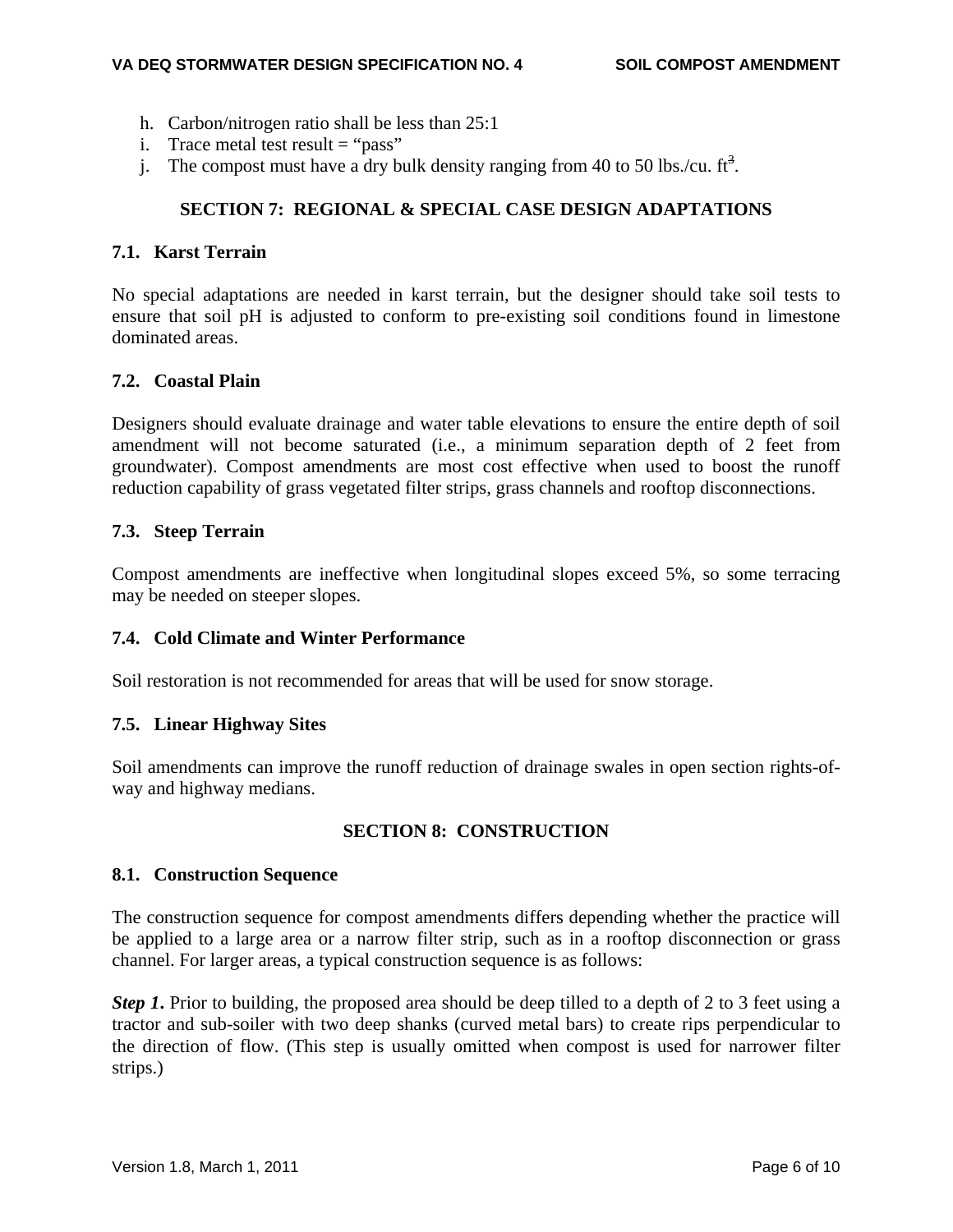h. Carbon/nitrogen ratio shall be less than 25:1
i. Trace metal test result = "pass"
j. The compost must have a dry bulk density ranging from 40 to 50 lbs./cu. $ft^3$.

## SECTION 7: REGIONAL & SPECIAL CASE DESIGN ADAPTATIONS

### 7.1. Karst Terrain

No special adaptations are needed in karst terrain, but the designer should take soil tests to ensure that soil pH is adjusted to conform to pre-existing soil conditions found in limestone dominated areas.

### 7.2. Coastal Plain

Designers should evaluate drainage and water table elevations to ensure the entire depth of soil amendment will not become saturated (i.e., a minimum separation depth of 2 feet from groundwater). Compost amendments are most cost effective when used to boost the runoff reduction capability of grass vegetated filter strips, grass channels and rooftop disconnections.

### 7.3. Steep Terrain

Compost amendments are ineffective when longitudinal slopes exceed 5%, so some terracing may be needed on steeper slopes.

### 7.4. Cold Climate and Winter Performance

Soil restoration is not recommended for areas that will be used for snow storage.

### 7.5. Linear Highway Sites

Soil amendments can improve the runoff reduction of drainage swales in open section rights-of-way and highway medians.

## SECTION 8: CONSTRUCTION

### 8.1. Construction Sequence

The construction sequence for compost amendments differs depending whether the practice will be applied to a large area or a narrow filter strip, such as in a rooftop disconnection or grass channel. For larger areas, a typical construction sequence is as follows:

***Step 1*.** Prior to building, the proposed area should be deep tilled to a depth of 2 to 3 feet using a tractor and sub-soiler with two deep shanks (curved metal bars) to create rips perpendicular to the direction of flow. (This step is usually omitted when compost is used for narrower filter strips.)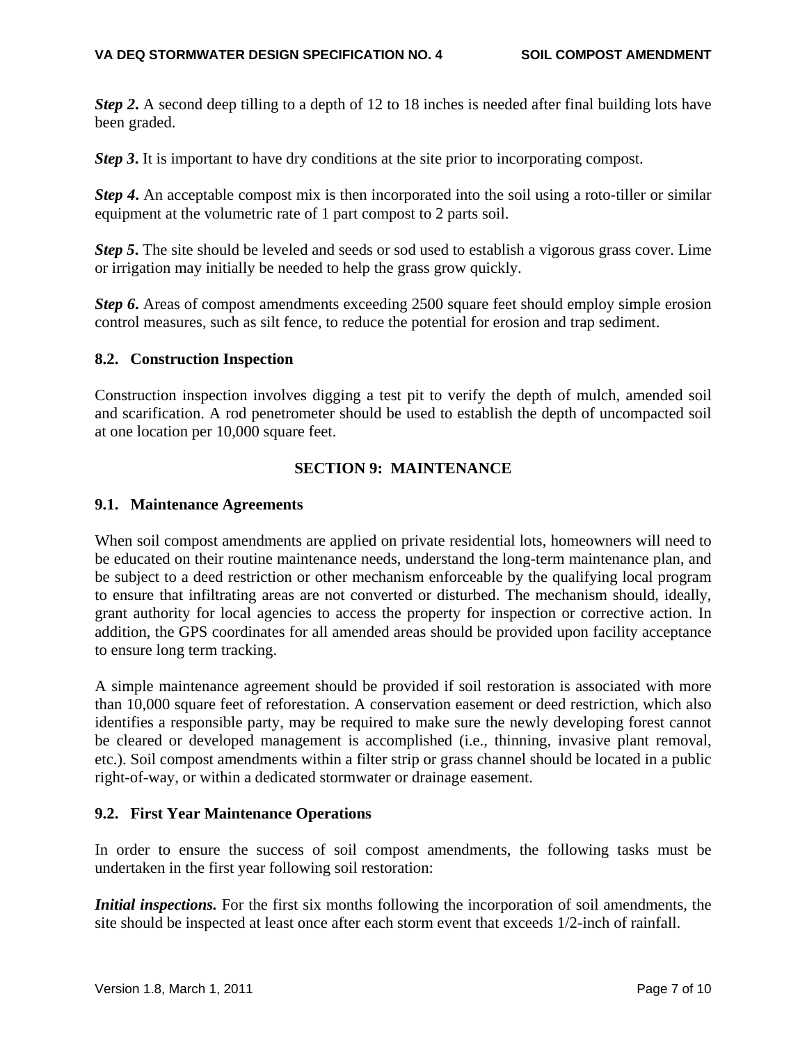***Step 2*.** A second deep tilling to a depth of 12 to 18 inches is needed after final building lots have been graded.

***Step 3*.** It is important to have dry conditions at the site prior to incorporating compost.

***Step 4*.** An acceptable compost mix is then incorporated into the soil using a roto-tiller or similar equipment at the volumetric rate of 1 part compost to 2 parts soil.

***Step 5*.** The site should be leveled and seeds or sod used to establish a vigorous grass cover. Lime or irrigation may initially be needed to help the grass grow quickly.

***Step 6*.** Areas of compost amendments exceeding 2500 square feet should employ simple erosion control measures, such as silt fence, to reduce the potential for erosion and trap sediment.

### 8.2. Construction Inspection

Construction inspection involves digging a test pit to verify the depth of mulch, amended soil and scarification. A rod penetrometer should be used to establish the depth of uncompacted soil at one location per 10,000 square feet.

## SECTION 9: MAINTENANCE

### 9.1. Maintenance Agreements

When soil compost amendments are applied on private residential lots, homeowners will need to be educated on their routine maintenance needs, understand the long-term maintenance plan, and be subject to a deed restriction or other mechanism enforceable by the qualifying local program to ensure that infiltrating areas are not converted or disturbed. The mechanism should, ideally, grant authority for local agencies to access the property for inspection or corrective action. In addition, the GPS coordinates for all amended areas should be provided upon facility acceptance to ensure long term tracking.

A simple maintenance agreement should be provided if soil restoration is associated with more than 10,000 square feet of reforestation. A conservation easement or deed restriction, which also identifies a responsible party, may be required to make sure the newly developing forest cannot be cleared or developed management is accomplished (i.e., thinning, invasive plant removal, etc.). Soil compost amendments within a filter strip or grass channel should be located in a public right-of-way, or within a dedicated stormwater or drainage easement.

### 9.2. First Year Maintenance Operations

In order to ensure the success of soil compost amendments, the following tasks must be undertaken in the first year following soil restoration:

***Initial inspections.*** For the first six months following the incorporation of soil amendments, the site should be inspected at least once after each storm event that exceeds 1/2-inch of rainfall.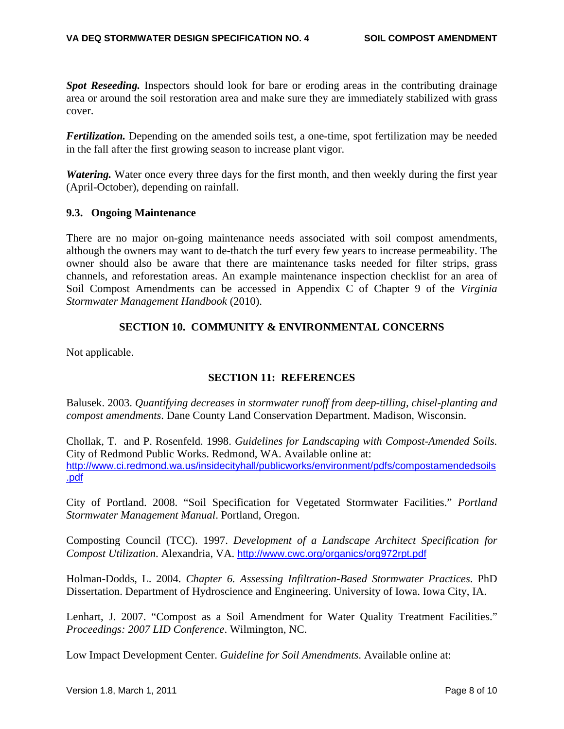***Spot Reseeding.*** Inspectors should look for bare or eroding areas in the contributing drainage area or around the soil restoration area and make sure they are immediately stabilized with grass cover.

***Fertilization.*** Depending on the amended soils test, a one-time, spot fertilization may be needed in the fall after the first growing season to increase plant vigor.

***Watering.*** Water once every three days for the first month, and then weekly during the first year (April-October), depending on rainfall.

### 9.3. Ongoing Maintenance

There are no major on-going maintenance needs associated with soil compost amendments, although the owners may want to de-thatch the turf every few years to increase permeability. The owner should also be aware that there are maintenance tasks needed for filter strips, grass channels, and reforestation areas. An example maintenance inspection checklist for an area of Soil Compost Amendments can be accessed in Appendix C of Chapter 9 of the *Virginia Stormwater Management Handbook* (2010).

## SECTION 10. COMMUNITY & ENVIRONMENTAL CONCERNS

Not applicable.

## SECTION 11: REFERENCES

Balusek. 2003. *Quantifying decreases in stormwater runoff from deep-tilling, chisel-planting and compost amendments*. Dane County Land Conservation Department. Madison, Wisconsin.

Chollak, T. and P. Rosenfeld. 1998. *Guidelines for Landscaping with Compost-Amended Soils.* City of Redmond Public Works. Redmond, WA. Available online at: http://www.ci.redmond.wa.us/insidecityhall/publicworks/environment/pdfs/compostamendedsoils.pdf

City of Portland. 2008. "Soil Specification for Vegetated Stormwater Facilities." *Portland Stormwater Management Manual*. Portland, Oregon.

Composting Council (TCC). 1997. *Development of a Landscape Architect Specification for Compost Utilization*. Alexandria, VA. http://www.cwc.org/organics/org972rpt.pdf

Holman-Dodds, L. 2004. *Chapter 6. Assessing Infiltration-Based Stormwater Practices*. PhD Dissertation. Department of Hydroscience and Engineering. University of Iowa. Iowa City, IA.

Lenhart, J. 2007. "Compost as a Soil Amendment for Water Quality Treatment Facilities." *Proceedings: 2007 LID Conference*. Wilmington, NC.

Low Impact Development Center. *Guideline for Soil Amendments*. Available online at: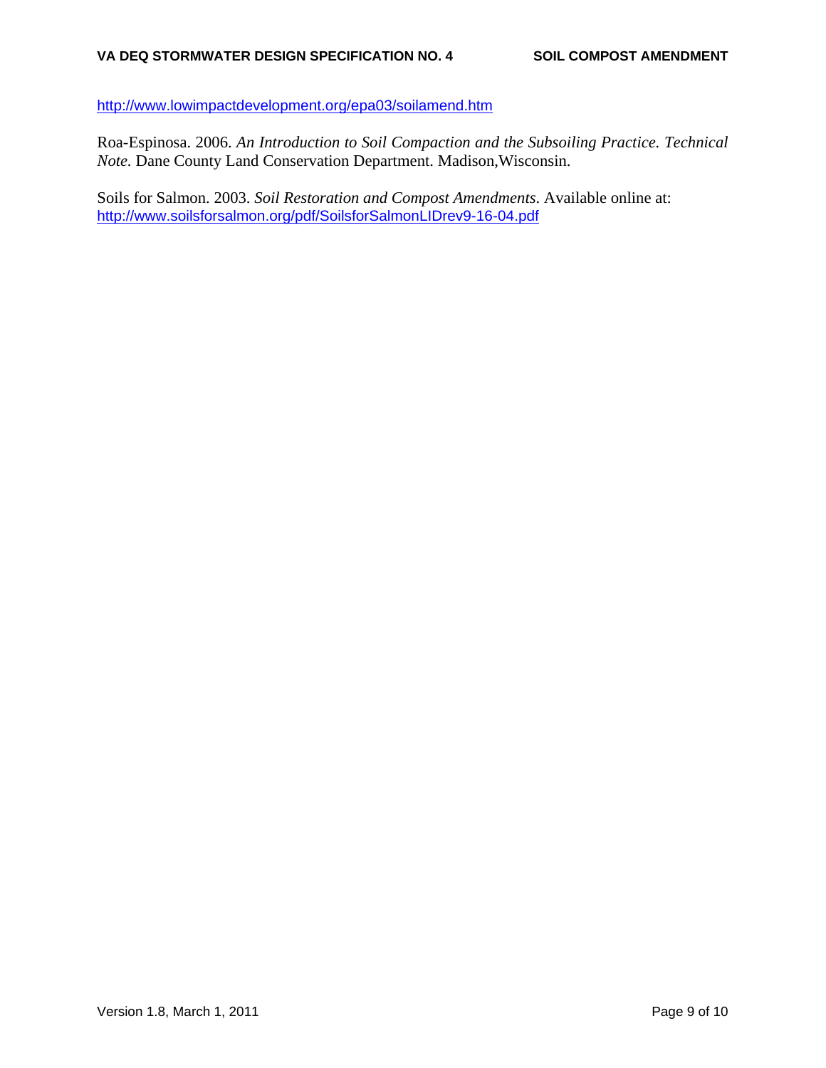http://www.lowimpactdevelopment.org/epa03/soilamend.htm

Roa-Espinosa. 2006. *An Introduction to Soil Compaction and the Subsoiling Practice. Technical Note.* Dane County Land Conservation Department. Madison,Wisconsin.

Soils for Salmon. 2003. *Soil Restoration and Compost Amendments.* Available online at: http://www.soilsforsalmon.org/pdf/SoilsforSalmonLIDrev9-16-04.pdf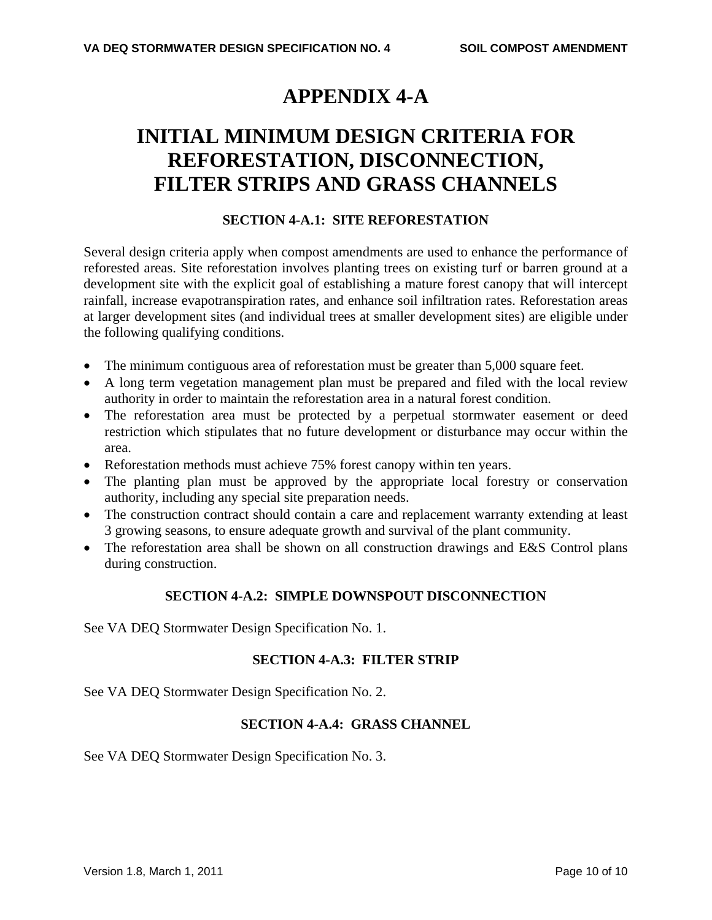# APPENDIX 4-A

# INITIAL MINIMUM DESIGN CRITERIA FOR REFORESTATION, DISCONNECTION, FILTER STRIPS AND GRASS CHANNELS

### SECTION 4-A.1: SITE REFORESTATION

Several design criteria apply when compost amendments are used to enhance the performance of reforested areas. Site reforestation involves planting trees on existing turf or barren ground at a development site with the explicit goal of establishing a mature forest canopy that will intercept rainfall, increase evapotranspiration rates, and enhance soil infiltration rates. Reforestation areas at larger development sites (and individual trees at smaller development sites) are eligible under the following qualifying conditions.

- The minimum contiguous area of reforestation must be greater than 5,000 square feet.
- A long term vegetation management plan must be prepared and filed with the local review authority in order to maintain the reforestation area in a natural forest condition.
- The reforestation area must be protected by a perpetual stormwater easement or deed restriction which stipulates that no future development or disturbance may occur within the area.
- Reforestation methods must achieve 75% forest canopy within ten years.
- The planting plan must be approved by the appropriate local forestry or conservation authority, including any special site preparation needs.
- The construction contract should contain a care and replacement warranty extending at least 3 growing seasons, to ensure adequate growth and survival of the plant community.
- The reforestation area shall be shown on all construction drawings and E&S Control plans during construction.

### SECTION 4-A.2: SIMPLE DOWNSPOUT DISCONNECTION

See VA DEQ Stormwater Design Specification No. 1.

### SECTION 4-A.3: FILTER STRIP

See VA DEQ Stormwater Design Specification No. 2.

### SECTION 4-A.4: GRASS CHANNEL

See VA DEQ Stormwater Design Specification No. 3.